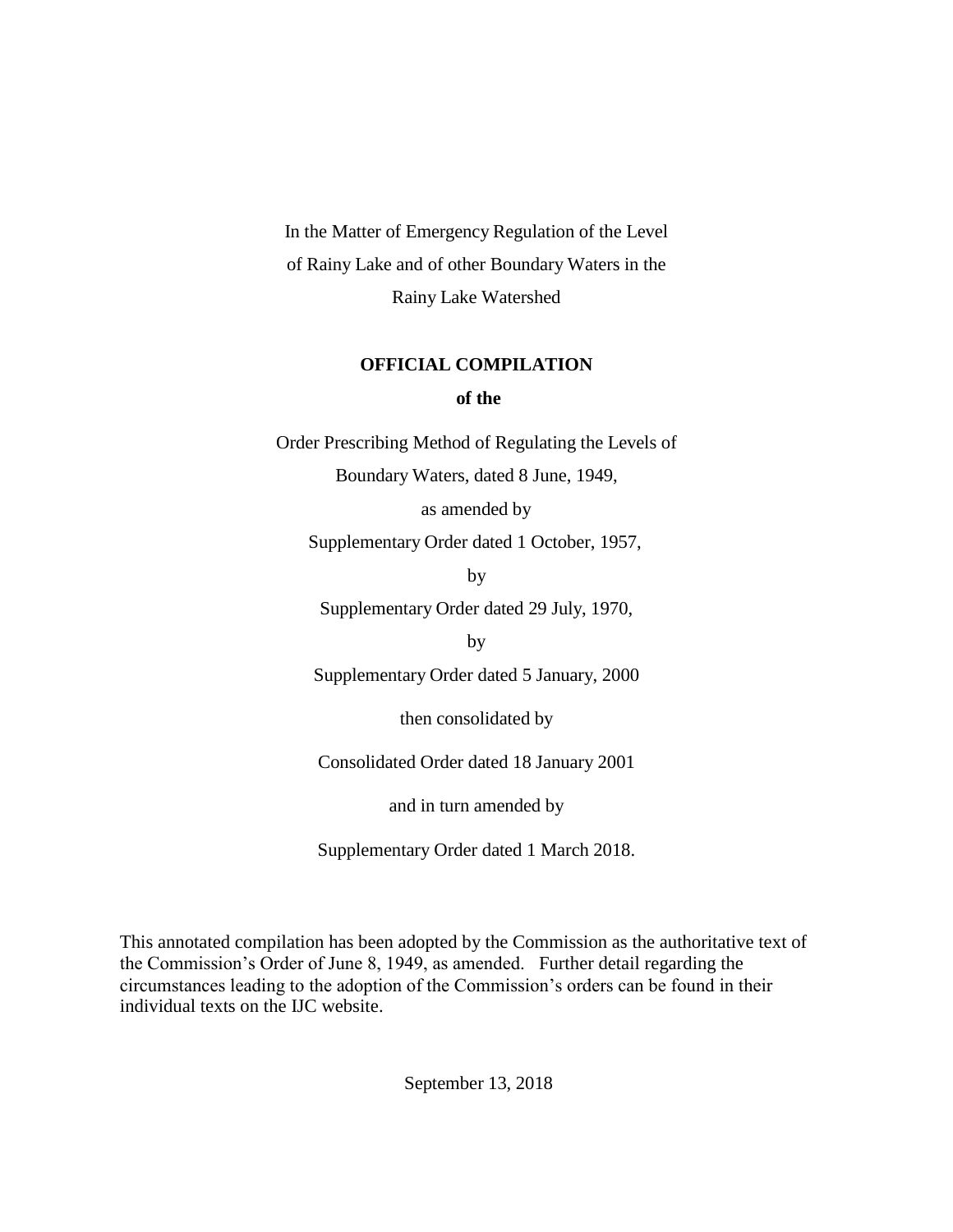In the Matter of Emergency Regulation of the Level of Rainy Lake and of other Boundary Waters in the Rainy Lake Watershed

**OFFICIAL COMPILATION**

**of the**

Order Prescribing Method of Regulating the Levels of Boundary Waters, dated 8 June, 1949,

as amended by

Supplementary Order dated 1 October, 1957,

by

Supplementary Order dated 29 July, 1970,

by

Supplementary Order dated 5 January, 2000

then consolidated by

Consolidated Order dated 18 January 2001

and in turn amended by

Supplementary Order dated 1 March 2018.

This annotated compilation has been adopted by the Commission as the authoritative text of the Commission's Order of June 8, 1949, as amended. Further detail regarding the circumstances leading to the adoption of the Commission's orders can be found in their individual texts on the IJC website.

September 13, 2018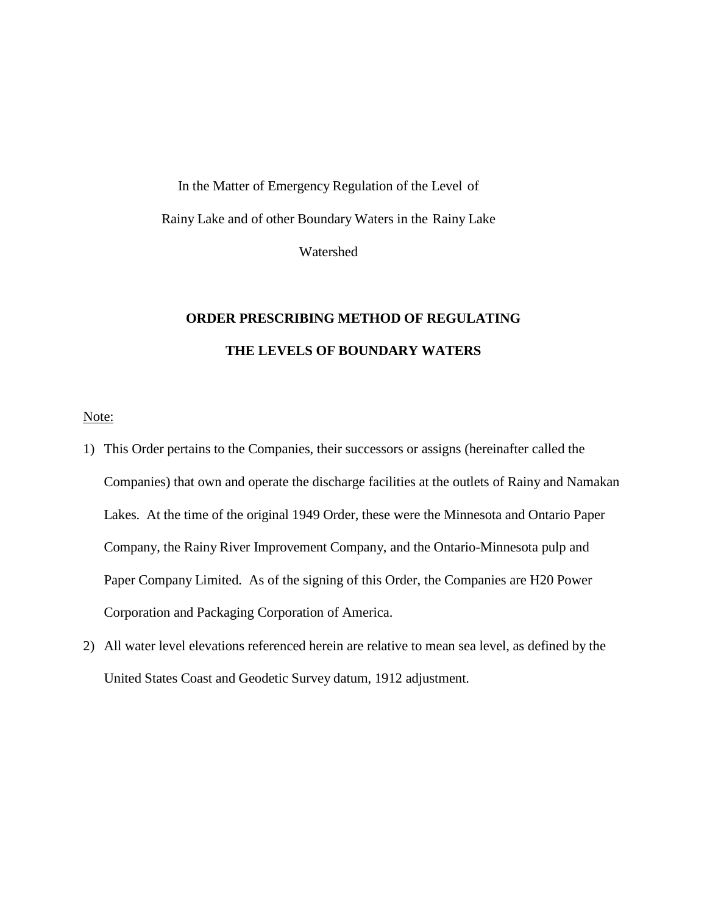In the Matter of Emergency Regulation of the Level of Rainy Lake and of other Boundary Waters in the Rainy Lake Watershed

## ORDER PRESCRIBING METHOD OF REGULATING THE LEVELS OF BOUNDARY WATERS

Note:

1) This Order pertains to the Companies, their successors or assigns (hereinafter called the Companies) that own and operate the discharge facilities at the outlets of Rainy and Namakan Lakes. At the time of the original 1949 Order, these were the Minnesota and Ontario Paper Company, the Rainy River Improvement Company, and the Ontario-Minnesota pulp and Paper Company Limited. As of the signing of this Order, the Companies are H20 Power Corporation and Packaging Corporation of America.
2) All water level elevations referenced herein are relative to mean sea level, as defined by the United States Coast and Geodetic Survey datum, 1912 adjustment.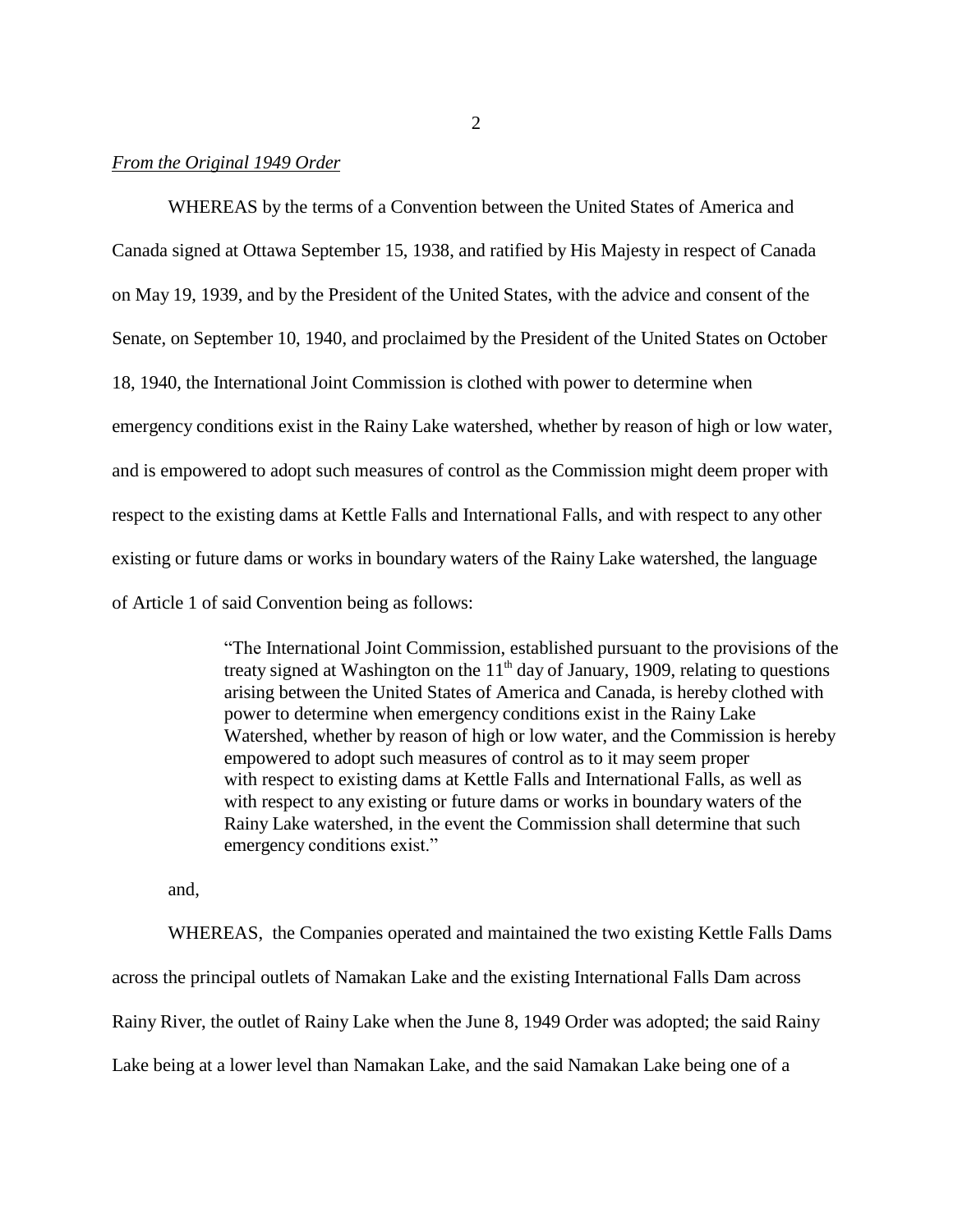*From the Original 1949 Order*

WHEREAS by the terms of a Convention between the United States of America and Canada signed at Ottawa September 15, 1938, and ratified by His Majesty in respect of Canada on May 19, 1939, and by the President of the United States, with the advice and consent of the Senate, on September 10, 1940, and proclaimed by the President of the United States on October 18, 1940, the International Joint Commission is clothed with power to determine when emergency conditions exist in the Rainy Lake watershed, whether by reason of high or low water, and is empowered to adopt such measures of control as the Commission might deem proper with respect to the existing dams at Kettle Falls and International Falls, and with respect to any other existing or future dams or works in boundary waters of the Rainy Lake watershed, the language of Article 1 of said Convention being as follows:

> "The International Joint Commission, established pursuant to the provisions of the treaty signed at Washington on the 11th day of January, 1909, relating to questions arising between the United States of America and Canada, is hereby clothed with power to determine when emergency conditions exist in the Rainy Lake Watershed, whether by reason of high or low water, and the Commission is hereby empowered to adopt such measures of control as to it may seem proper with respect to existing dams at Kettle Falls and International Falls, as well as with respect to any existing or future dams or works in boundary waters of the Rainy Lake watershed, in the event the Commission shall determine that such emergency conditions exist."

and,

WHEREAS, the Companies operated and maintained the two existing Kettle Falls Dams across the principal outlets of Namakan Lake and the existing International Falls Dam across Rainy River, the outlet of Rainy Lake when the June 8, 1949 Order was adopted; the said Rainy Lake being at a lower level than Namakan Lake, and the said Namakan Lake being one of a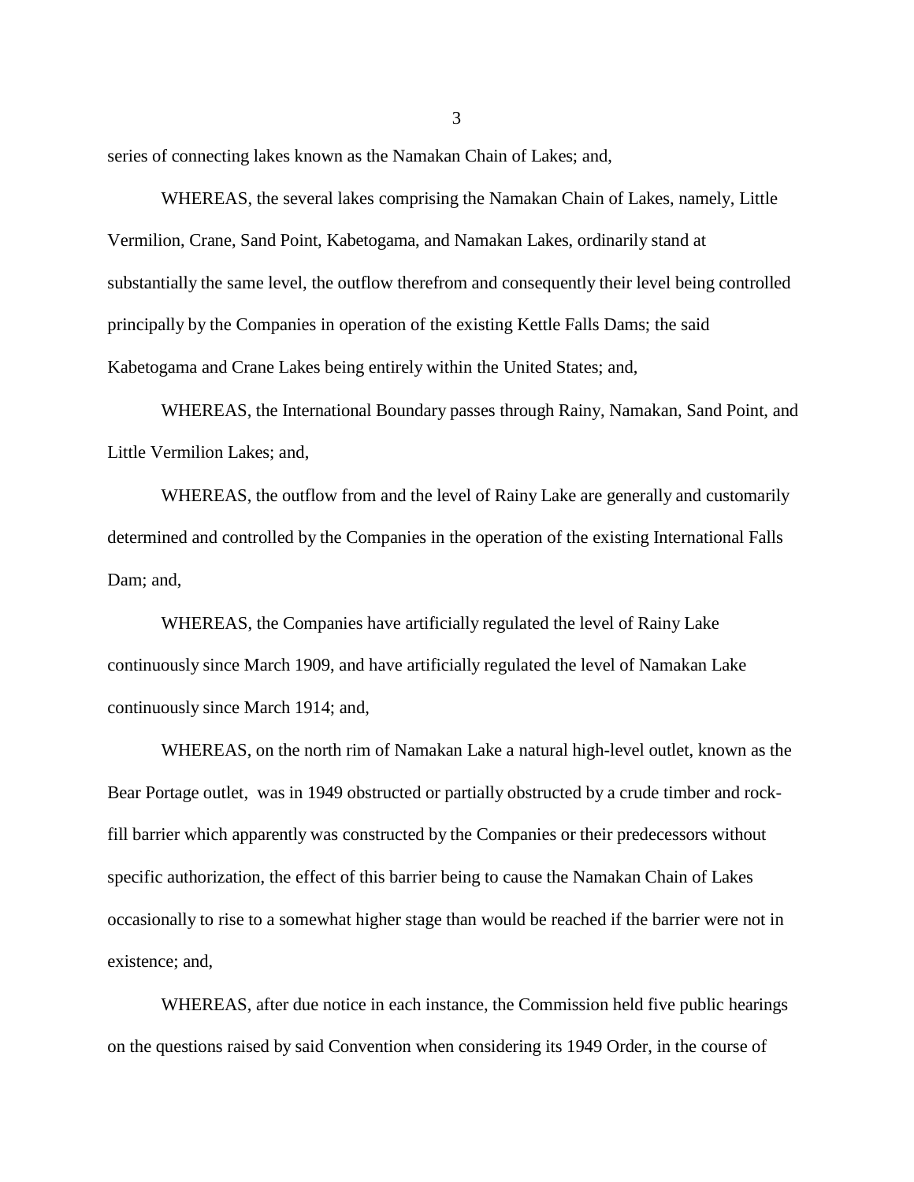series of connecting lakes known as the Namakan Chain of Lakes; and,

WHEREAS, the several lakes comprising the Namakan Chain of Lakes, namely, Little Vermilion, Crane, Sand Point, Kabetogama, and Namakan Lakes, ordinarily stand at substantially the same level, the outflow therefrom and consequently their level being controlled principally by the Companies in operation of the existing Kettle Falls Dams; the said Kabetogama and Crane Lakes being entirely within the United States; and,

WHEREAS, the International Boundary passes through Rainy, Namakan, Sand Point, and Little Vermilion Lakes; and,

WHEREAS, the outflow from and the level of Rainy Lake are generally and customarily determined and controlled by the Companies in the operation of the existing International Falls Dam; and,

WHEREAS, the Companies have artificially regulated the level of Rainy Lake continuously since March 1909, and have artificially regulated the level of Namakan Lake continuously since March 1914; and,

WHEREAS, on the north rim of Namakan Lake a natural high-level outlet, known as the Bear Portage outlet, was in 1949 obstructed or partially obstructed by a crude timber and rock-fill barrier which apparently was constructed by the Companies or their predecessors without specific authorization, the effect of this barrier being to cause the Namakan Chain of Lakes occasionally to rise to a somewhat higher stage than would be reached if the barrier were not in existence; and,

WHEREAS, after due notice in each instance, the Commission held five public hearings on the questions raised by said Convention when considering its 1949 Order, in the course of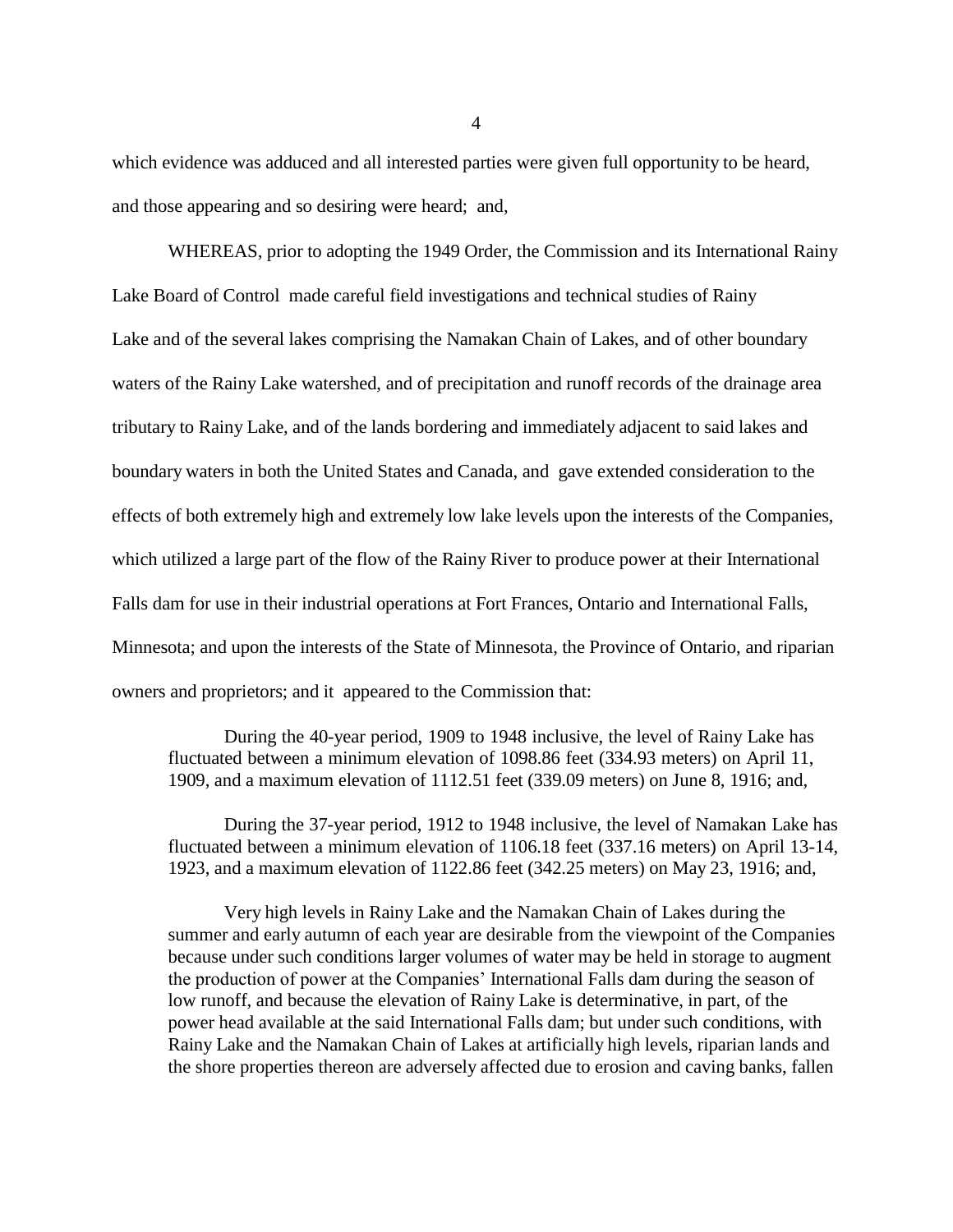which evidence was adduced and all interested parties were given full opportunity to be heard, and those appearing and so desiring were heard; and,

WHEREAS, prior to adopting the 1949 Order, the Commission and its International Rainy Lake Board of Control made careful field investigations and technical studies of Rainy Lake and of the several lakes comprising the Namakan Chain of Lakes, and of other boundary waters of the Rainy Lake watershed, and of precipitation and runoff records of the drainage area tributary to Rainy Lake, and of the lands bordering and immediately adjacent to said lakes and boundary waters in both the United States and Canada, and gave extended consideration to the effects of both extremely high and extremely low lake levels upon the interests of the Companies, which utilized a large part of the flow of the Rainy River to produce power at their International Falls dam for use in their industrial operations at Fort Frances, Ontario and International Falls, Minnesota; and upon the interests of the State of Minnesota, the Province of Ontario, and riparian owners and proprietors; and it appeared to the Commission that:

> During the 40-year period, 1909 to 1948 inclusive, the level of Rainy Lake has fluctuated between a minimum elevation of 1098.86 feet (334.93 meters) on April 11, 1909, and a maximum elevation of 1112.51 feet (339.09 meters) on June 8, 1916; and,
>
> During the 37-year period, 1912 to 1948 inclusive, the level of Namakan Lake has fluctuated between a minimum elevation of 1106.18 feet (337.16 meters) on April 13-14, 1923, and a maximum elevation of 1122.86 feet (342.25 meters) on May 23, 1916; and,
>
> Very high levels in Rainy Lake and the Namakan Chain of Lakes during the summer and early autumn of each year are desirable from the viewpoint of the Companies because under such conditions larger volumes of water may be held in storage to augment the production of power at the Companies' International Falls dam during the season of low runoff, and because the elevation of Rainy Lake is determinative, in part, of the power head available at the said International Falls dam; but under such conditions, with Rainy Lake and the Namakan Chain of Lakes at artificially high levels, riparian lands and the shore properties thereon are adversely affected due to erosion and caving banks, fallen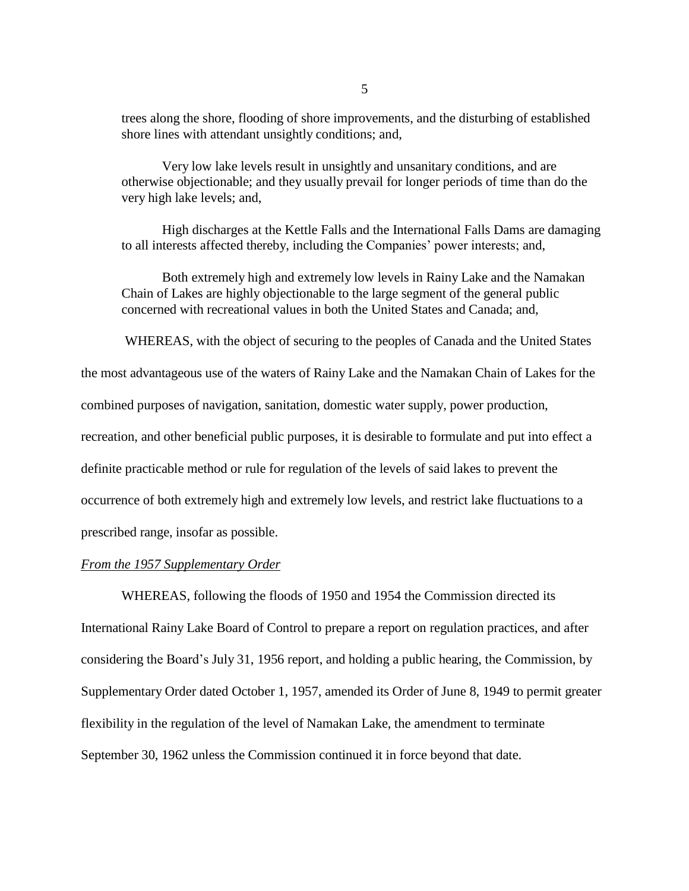trees along the shore, flooding of shore improvements, and the disturbing of established shore lines with attendant unsightly conditions; and,

Very low lake levels result in unsightly and unsanitary conditions, and are otherwise objectionable; and they usually prevail for longer periods of time than do the very high lake levels; and,

High discharges at the Kettle Falls and the International Falls Dams are damaging to all interests affected thereby, including the Companies' power interests; and,

Both extremely high and extremely low levels in Rainy Lake and the Namakan Chain of Lakes are highly objectionable to the large segment of the general public concerned with recreational values in both the United States and Canada; and,

WHEREAS, with the object of securing to the peoples of Canada and the United States the most advantageous use of the waters of Rainy Lake and the Namakan Chain of Lakes for the combined purposes of navigation, sanitation, domestic water supply, power production, recreation, and other beneficial public purposes, it is desirable to formulate and put into effect a definite practicable method or rule for regulation of the levels of said lakes to prevent the occurrence of both extremely high and extremely low levels, and restrict lake fluctuations to a prescribed range, insofar as possible.

*From the 1957 Supplementary Order*

WHEREAS, following the floods of 1950 and 1954 the Commission directed its International Rainy Lake Board of Control to prepare a report on regulation practices, and after considering the Board's July 31, 1956 report, and holding a public hearing, the Commission, by Supplementary Order dated October 1, 1957, amended its Order of June 8, 1949 to permit greater flexibility in the regulation of the level of Namakan Lake, the amendment to terminate September 30, 1962 unless the Commission continued it in force beyond that date.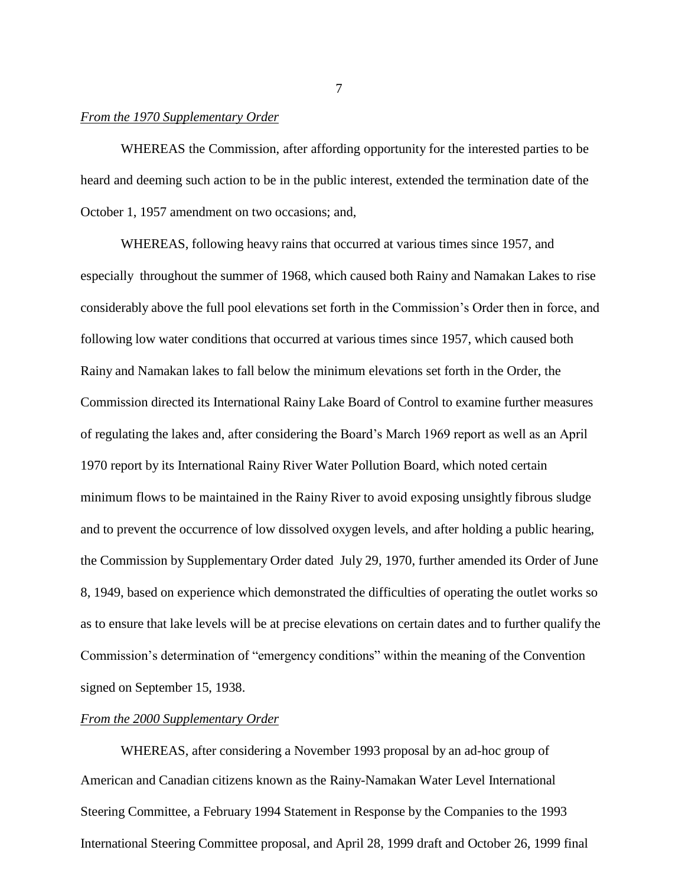*From the 1970 Supplementary Order*

WHEREAS the Commission, after affording opportunity for the interested parties to be heard and deeming such action to be in the public interest, extended the termination date of the October 1, 1957 amendment on two occasions; and,

WHEREAS, following heavy rains that occurred at various times since 1957, and especially throughout the summer of 1968, which caused both Rainy and Namakan Lakes to rise considerably above the full pool elevations set forth in the Commission's Order then in force, and following low water conditions that occurred at various times since 1957, which caused both Rainy and Namakan lakes to fall below the minimum elevations set forth in the Order, the Commission directed its International Rainy Lake Board of Control to examine further measures of regulating the lakes and, after considering the Board's March 1969 report as well as an April 1970 report by its International Rainy River Water Pollution Board, which noted certain minimum flows to be maintained in the Rainy River to avoid exposing unsightly fibrous sludge and to prevent the occurrence of low dissolved oxygen levels, and after holding a public hearing, the Commission by Supplementary Order dated July 29, 1970, further amended its Order of June 8, 1949, based on experience which demonstrated the difficulties of operating the outlet works so as to ensure that lake levels will be at precise elevations on certain dates and to further qualify the Commission's determination of "emergency conditions" within the meaning of the Convention signed on September 15, 1938.

*From the 2000 Supplementary Order*

WHEREAS, after considering a November 1993 proposal by an ad-hoc group of American and Canadian citizens known as the Rainy-Namakan Water Level International Steering Committee, a February 1994 Statement in Response by the Companies to the 1993 International Steering Committee proposal, and April 28, 1999 draft and October 26, 1999 final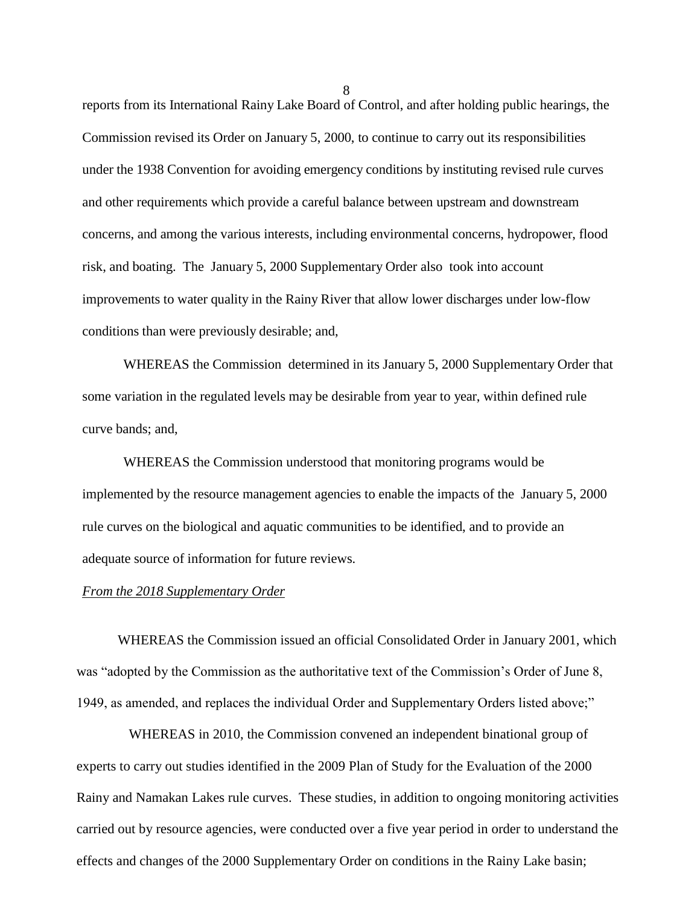reports from its International Rainy Lake Board of Control, and after holding public hearings, the Commission revised its Order on January 5, 2000, to continue to carry out its responsibilities under the 1938 Convention for avoiding emergency conditions by instituting revised rule curves and other requirements which provide a careful balance between upstream and downstream concerns, and among the various interests, including environmental concerns, hydropower, flood risk, and boating. The January 5, 2000 Supplementary Order also took into account improvements to water quality in the Rainy River that allow lower discharges under low-flow conditions than were previously desirable; and,

WHEREAS the Commission determined in its January 5, 2000 Supplementary Order that some variation in the regulated levels may be desirable from year to year, within defined rule curve bands; and,

WHEREAS the Commission understood that monitoring programs would be implemented by the resource management agencies to enable the impacts of the January 5, 2000 rule curves on the biological and aquatic communities to be identified, and to provide an adequate source of information for future reviews.

*From the 2018 Supplementary Order*

WHEREAS the Commission issued an official Consolidated Order in January 2001, which was "adopted by the Commission as the authoritative text of the Commission's Order of June 8, 1949, as amended, and replaces the individual Order and Supplementary Orders listed above;"

WHEREAS in 2010, the Commission convened an independent binational group of experts to carry out studies identified in the 2009 Plan of Study for the Evaluation of the 2000 Rainy and Namakan Lakes rule curves. These studies, in addition to ongoing monitoring activities carried out by resource agencies, were conducted over a five year period in order to understand the effects and changes of the 2000 Supplementary Order on conditions in the Rainy Lake basin;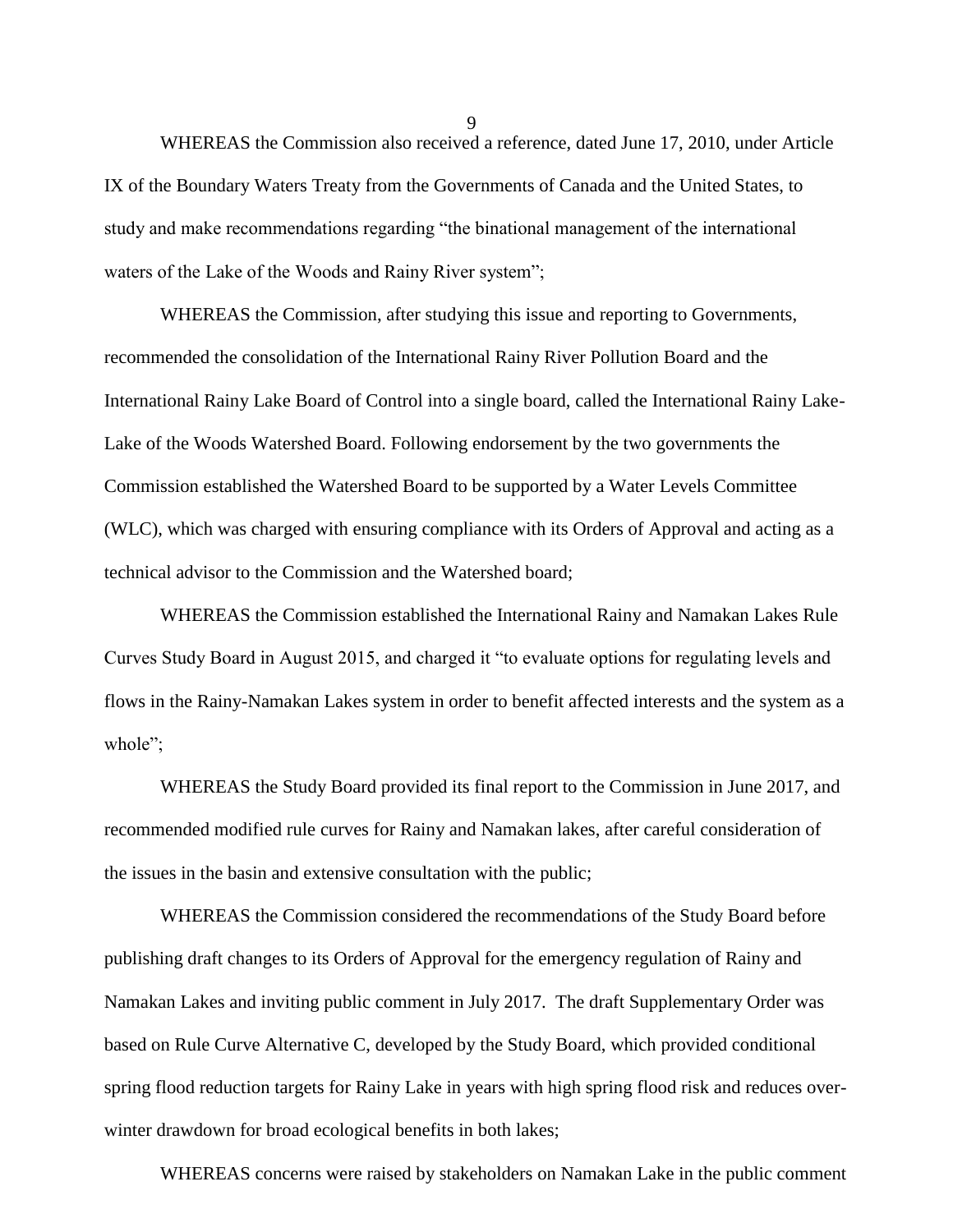WHEREAS the Commission also received a reference, dated June 17, 2010, under Article IX of the Boundary Waters Treaty from the Governments of Canada and the United States, to study and make recommendations regarding "the binational management of the international waters of the Lake of the Woods and Rainy River system";

WHEREAS the Commission, after studying this issue and reporting to Governments, recommended the consolidation of the International Rainy River Pollution Board and the International Rainy Lake Board of Control into a single board, called the International Rainy Lake-Lake of the Woods Watershed Board. Following endorsement by the two governments the Commission established the Watershed Board to be supported by a Water Levels Committee (WLC), which was charged with ensuring compliance with its Orders of Approval and acting as a technical advisor to the Commission and the Watershed board;

WHEREAS the Commission established the International Rainy and Namakan Lakes Rule Curves Study Board in August 2015, and charged it "to evaluate options for regulating levels and flows in the Rainy-Namakan Lakes system in order to benefit affected interests and the system as a whole";

WHEREAS the Study Board provided its final report to the Commission in June 2017, and recommended modified rule curves for Rainy and Namakan lakes, after careful consideration of the issues in the basin and extensive consultation with the public;

WHEREAS the Commission considered the recommendations of the Study Board before publishing draft changes to its Orders of Approval for the emergency regulation of Rainy and Namakan Lakes and inviting public comment in July 2017. The draft Supplementary Order was based on Rule Curve Alternative C, developed by the Study Board, which provided conditional spring flood reduction targets for Rainy Lake in years with high spring flood risk and reduces over-winter drawdown for broad ecological benefits in both lakes;

WHEREAS concerns were raised by stakeholders on Namakan Lake in the public comment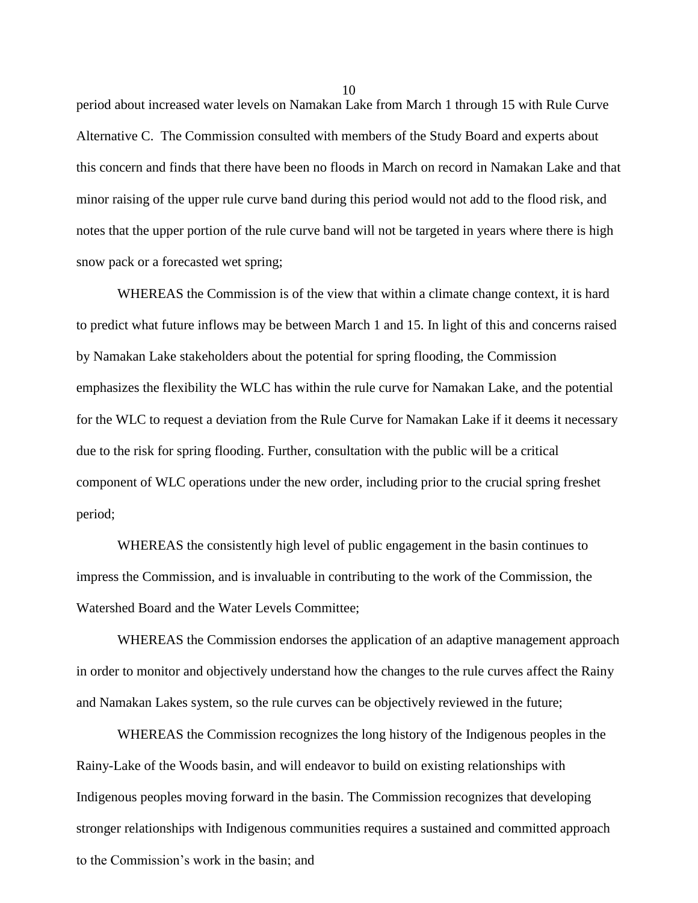period about increased water levels on Namakan Lake from March 1 through 15 with Rule Curve Alternative C. The Commission consulted with members of the Study Board and experts about this concern and finds that there have been no floods in March on record in Namakan Lake and that minor raising of the upper rule curve band during this period would not add to the flood risk, and notes that the upper portion of the rule curve band will not be targeted in years where there is high snow pack or a forecasted wet spring;

WHEREAS the Commission is of the view that within a climate change context, it is hard to predict what future inflows may be between March 1 and 15. In light of this and concerns raised by Namakan Lake stakeholders about the potential for spring flooding, the Commission emphasizes the flexibility the WLC has within the rule curve for Namakan Lake, and the potential for the WLC to request a deviation from the Rule Curve for Namakan Lake if it deems it necessary due to the risk for spring flooding. Further, consultation with the public will be a critical component of WLC operations under the new order, including prior to the crucial spring freshet period;

WHEREAS the consistently high level of public engagement in the basin continues to impress the Commission, and is invaluable in contributing to the work of the Commission, the Watershed Board and the Water Levels Committee;

WHEREAS the Commission endorses the application of an adaptive management approach in order to monitor and objectively understand how the changes to the rule curves affect the Rainy and Namakan Lakes system, so the rule curves can be objectively reviewed in the future;

WHEREAS the Commission recognizes the long history of the Indigenous peoples in the Rainy-Lake of the Woods basin, and will endeavor to build on existing relationships with Indigenous peoples moving forward in the basin. The Commission recognizes that developing stronger relationships with Indigenous communities requires a sustained and committed approach to the Commission's work in the basin; and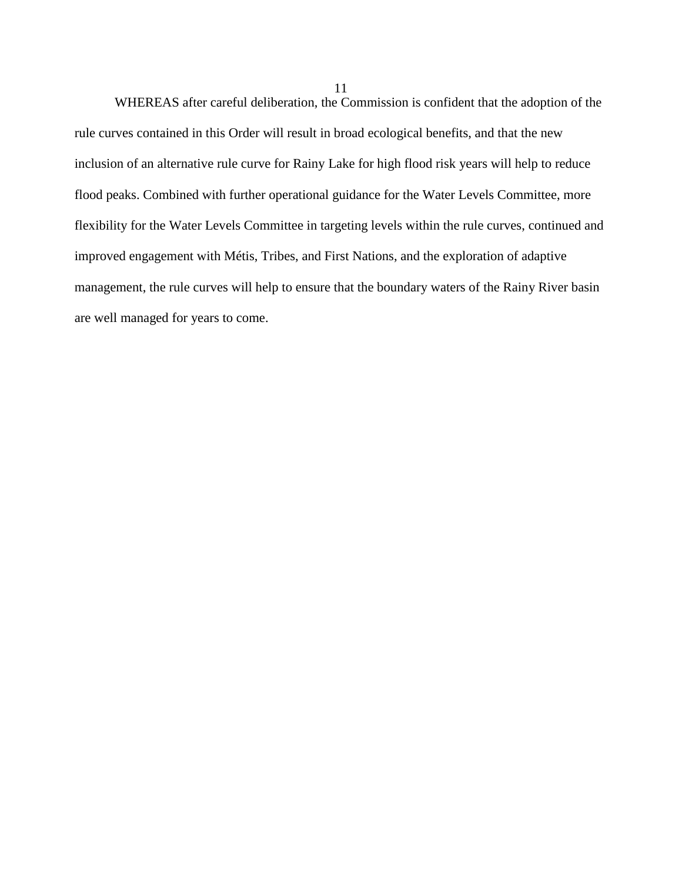WHEREAS after careful deliberation, the Commission is confident that the adoption of the rule curves contained in this Order will result in broad ecological benefits, and that the new inclusion of an alternative rule curve for Rainy Lake for high flood risk years will help to reduce flood peaks. Combined with further operational guidance for the Water Levels Committee, more flexibility for the Water Levels Committee in targeting levels within the rule curves, continued and improved engagement with Métis, Tribes, and First Nations, and the exploration of adaptive management, the rule curves will help to ensure that the boundary waters of the Rainy River basin are well managed for years to come.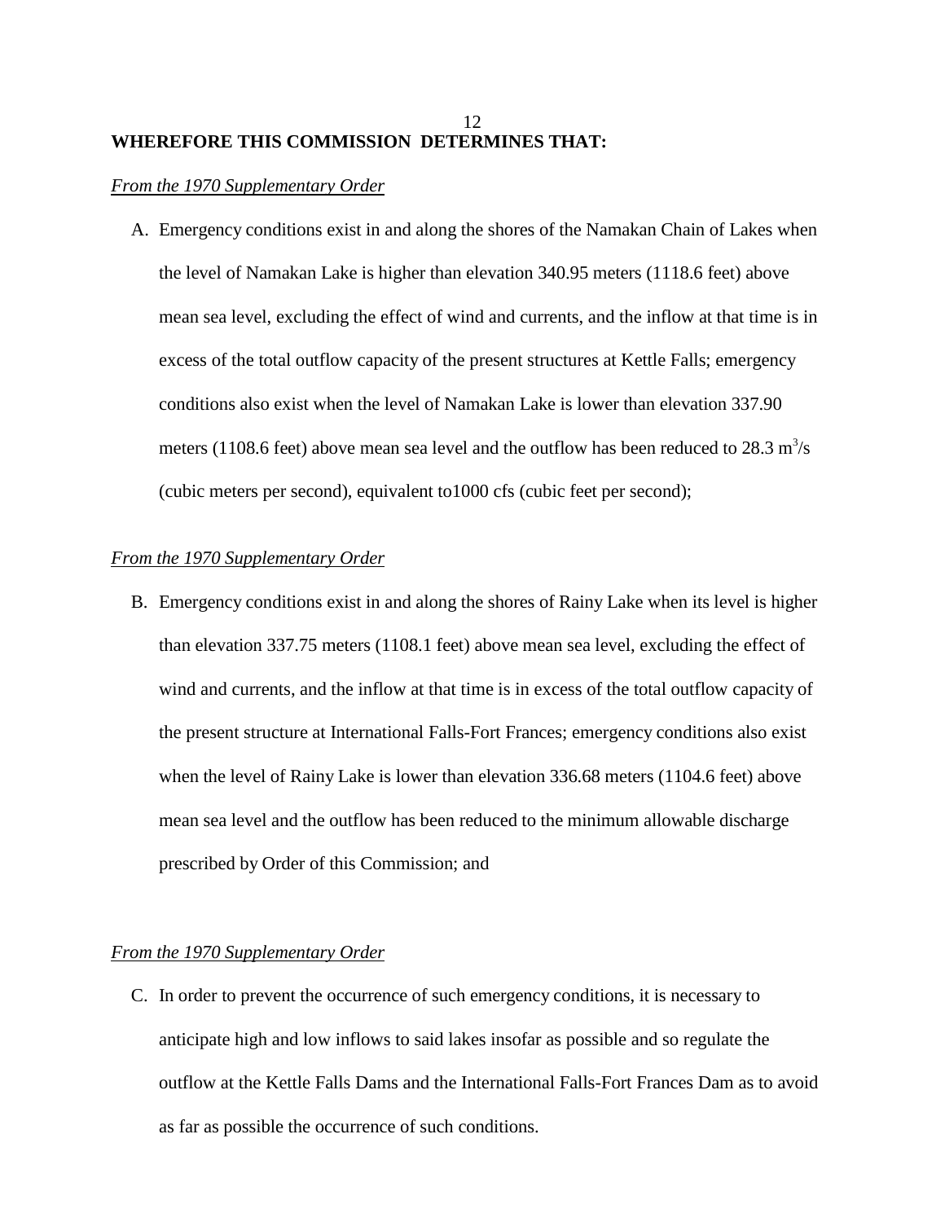**WHEREFORE THIS COMMISSION DETERMINES THAT:**

*From the 1970 Supplementary Order*

A. Emergency conditions exist in and along the shores of the Namakan Chain of Lakes when the level of Namakan Lake is higher than elevation 340.95 meters (1118.6 feet) above mean sea level, excluding the effect of wind and currents, and the inflow at that time is in excess of the total outflow capacity of the present structures at Kettle Falls; emergency conditions also exist when the level of Namakan Lake is lower than elevation 337.90 meters (1108.6 feet) above mean sea level and the outflow has been reduced to 28.3 $m^3/s$ (cubic meters per second), equivalent to1000 cfs (cubic feet per second);

*From the 1970 Supplementary Order*

B. Emergency conditions exist in and along the shores of Rainy Lake when its level is higher than elevation 337.75 meters (1108.1 feet) above mean sea level, excluding the effect of wind and currents, and the inflow at that time is in excess of the total outflow capacity of the present structure at International Falls-Fort Frances; emergency conditions also exist when the level of Rainy Lake is lower than elevation 336.68 meters (1104.6 feet) above mean sea level and the outflow has been reduced to the minimum allowable discharge prescribed by Order of this Commission; and

*From the 1970 Supplementary Order*

C. In order to prevent the occurrence of such emergency conditions, it is necessary to anticipate high and low inflows to said lakes insofar as possible and so regulate the outflow at the Kettle Falls Dams and the International Falls-Fort Frances Dam as to avoid as far as possible the occurrence of such conditions.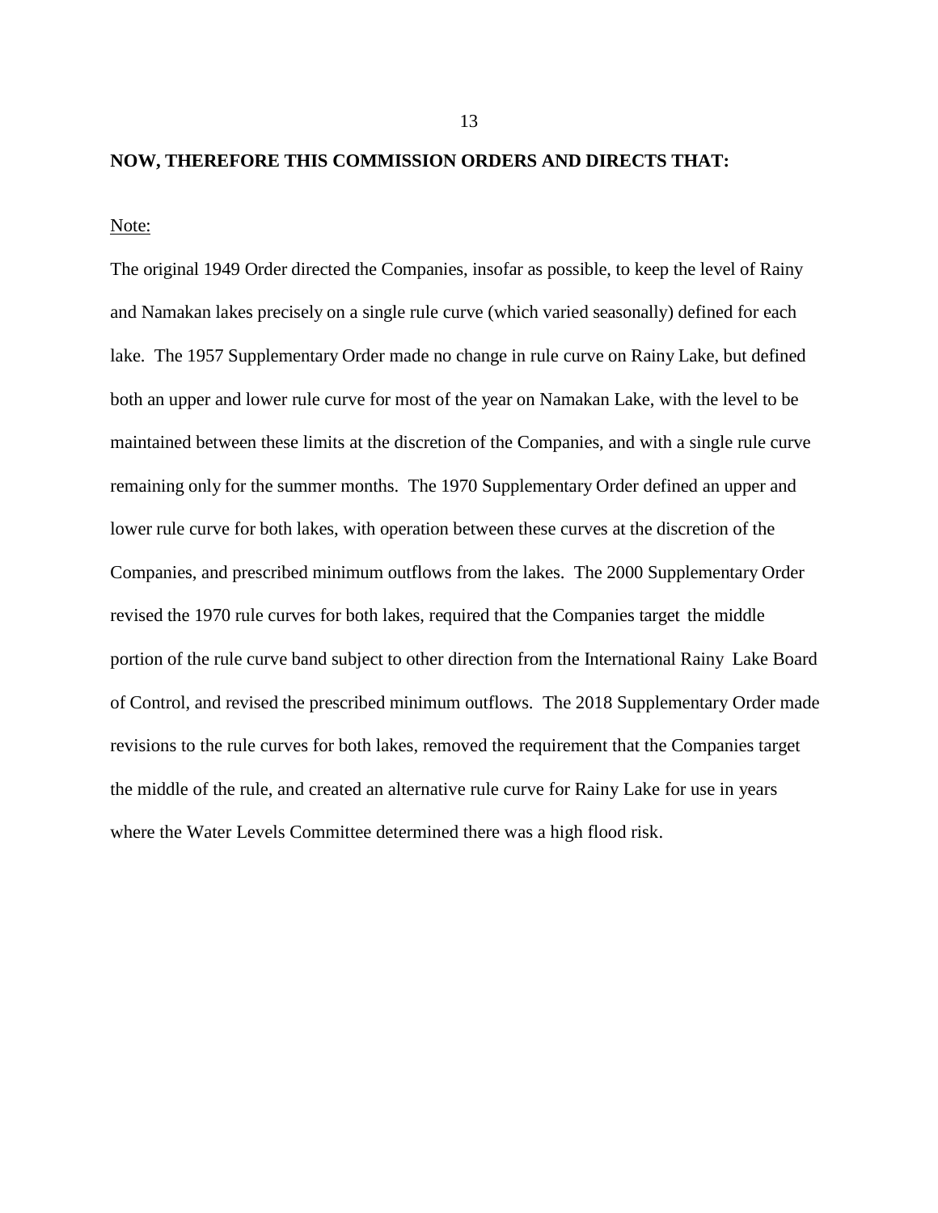**NOW, THEREFORE THIS COMMISSION ORDERS AND DIRECTS THAT:**

Note:

The original 1949 Order directed the Companies, insofar as possible, to keep the level of Rainy and Namakan lakes precisely on a single rule curve (which varied seasonally) defined for each lake. The 1957 Supplementary Order made no change in rule curve on Rainy Lake, but defined both an upper and lower rule curve for most of the year on Namakan Lake, with the level to be maintained between these limits at the discretion of the Companies, and with a single rule curve remaining only for the summer months. The 1970 Supplementary Order defined an upper and lower rule curve for both lakes, with operation between these curves at the discretion of the Companies, and prescribed minimum outflows from the lakes. The 2000 Supplementary Order revised the 1970 rule curves for both lakes, required that the Companies target the middle portion of the rule curve band subject to other direction from the International Rainy Lake Board of Control, and revised the prescribed minimum outflows. The 2018 Supplementary Order made revisions to the rule curves for both lakes, removed the requirement that the Companies target the middle of the rule, and created an alternative rule curve for Rainy Lake for use in years where the Water Levels Committee determined there was a high flood risk.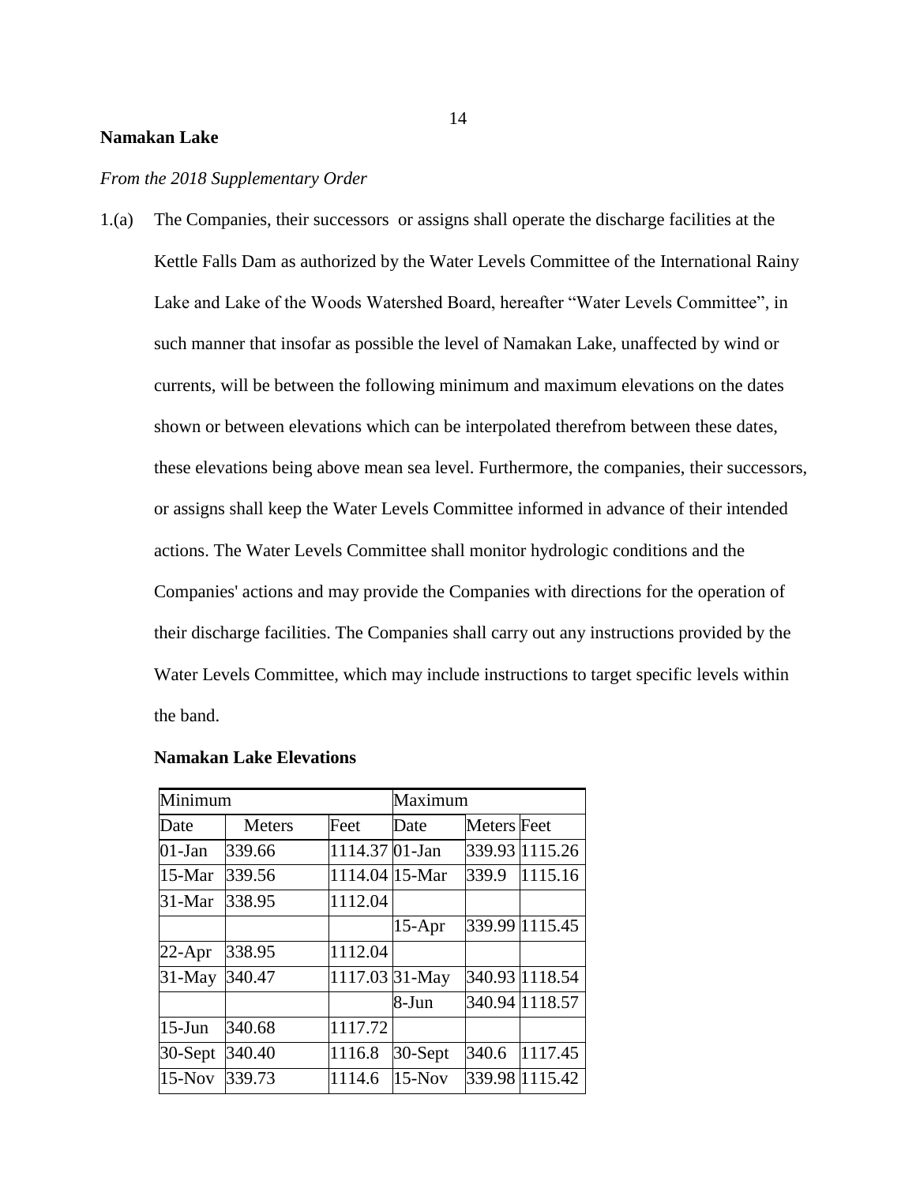**Namakan Lake**

*From the 2018 Supplementary Order*

1.(a) The Companies, their successors or assigns shall operate the discharge facilities at the Kettle Falls Dam as authorized by the Water Levels Committee of the International Rainy Lake and Lake of the Woods Watershed Board, hereafter "Water Levels Committee", in such manner that insofar as possible the level of Namakan Lake, unaffected by wind or currents, will be between the following minimum and maximum elevations on the dates shown or between elevations which can be interpolated therefrom between these dates, these elevations being above mean sea level. Furthermore, the companies, their successors, or assigns shall keep the Water Levels Committee informed in advance of their intended actions. The Water Levels Committee shall monitor hydrologic conditions and the Companies' actions and may provide the Companies with directions for the operation of their discharge facilities. The Companies shall carry out any instructions provided by the Water Levels Committee, which may include instructions to target specific levels within the band.

**Namakan Lake Elevations**

| Minimum | | | Maximum | | |
|---|---|---|---|---|---|
| Date | Meters | Feet | Date | Meters | Feet |
| 01-Jan | 339.66 | 1114.37 | 01-Jan | 339.93 | 1115.26 |
| 15-Mar | 339.56 | 1114.04 | 15-Mar | 339.9 | 1115.16 |
| 31-Mar | 338.95 | 1112.04 | | | |
| | | | 15-Apr | 339.99 | 1115.45 |
| 22-Apr | 338.95 | 1112.04 | | | |
| 31-May | 340.47 | 1117.03 | 31-May | 340.93 | 1118.54 |
| | | | 8-Jun | 340.94 | 1118.57 |
| 15-Jun | 340.68 | 1117.72 | | | |
| 30-Sept | 340.40 | 1116.8 | 30-Sept | 340.6 | 1117.45 |
| 15-Nov | 339.73 | 1114.6 | 15-Nov | 339.98 | 1115.42 |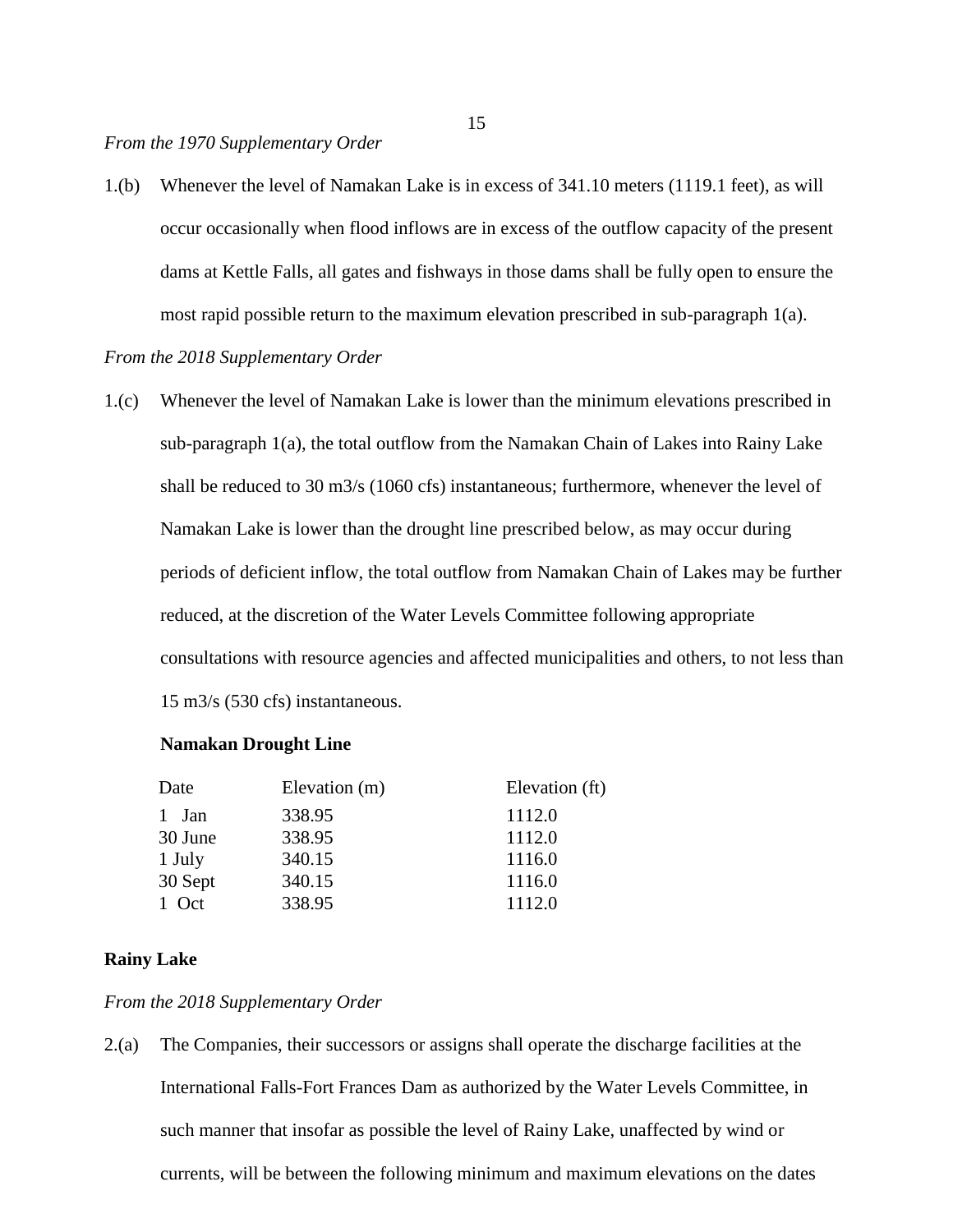*From the 1970 Supplementary Order*

1.(b) Whenever the level of Namakan Lake is in excess of 341.10 meters (1119.1 feet), as will occur occasionally when flood inflows are in excess of the outflow capacity of the present dams at Kettle Falls, all gates and fishways in those dams shall be fully open to ensure the most rapid possible return to the maximum elevation prescribed in sub-paragraph 1(a).

*From the 2018 Supplementary Order*

1.(c) Whenever the level of Namakan Lake is lower than the minimum elevations prescribed in sub-paragraph 1(a), the total outflow from the Namakan Chain of Lakes into Rainy Lake shall be reduced to 30 m3/s (1060 cfs) instantaneous; furthermore, whenever the level of Namakan Lake is lower than the drought line prescribed below, as may occur during periods of deficient inflow, the total outflow from Namakan Chain of Lakes may be further reduced, at the discretion of the Water Levels Committee following appropriate consultations with resource agencies and affected municipalities and others, to not less than 15 m3/s (530 cfs) instantaneous.

**Namakan Drought Line**

| Date | Elevation (m) | Elevation (ft) |
|---|---|---|
| 1 Jan | 338.95 | 1112.0 |
| 30 June | 338.95 | 1112.0 |
| 1 July | 340.15 | 1116.0 |
| 30 Sept | 340.15 | 1116.0 |
| 1 Oct | 338.95 | 1112.0 |

**Rainy Lake**

*From the 2018 Supplementary Order*

2.(a) The Companies, their successors or assigns shall operate the discharge facilities at the International Falls-Fort Frances Dam as authorized by the Water Levels Committee, in such manner that insofar as possible the level of Rainy Lake, unaffected by wind or currents, will be between the following minimum and maximum elevations on the dates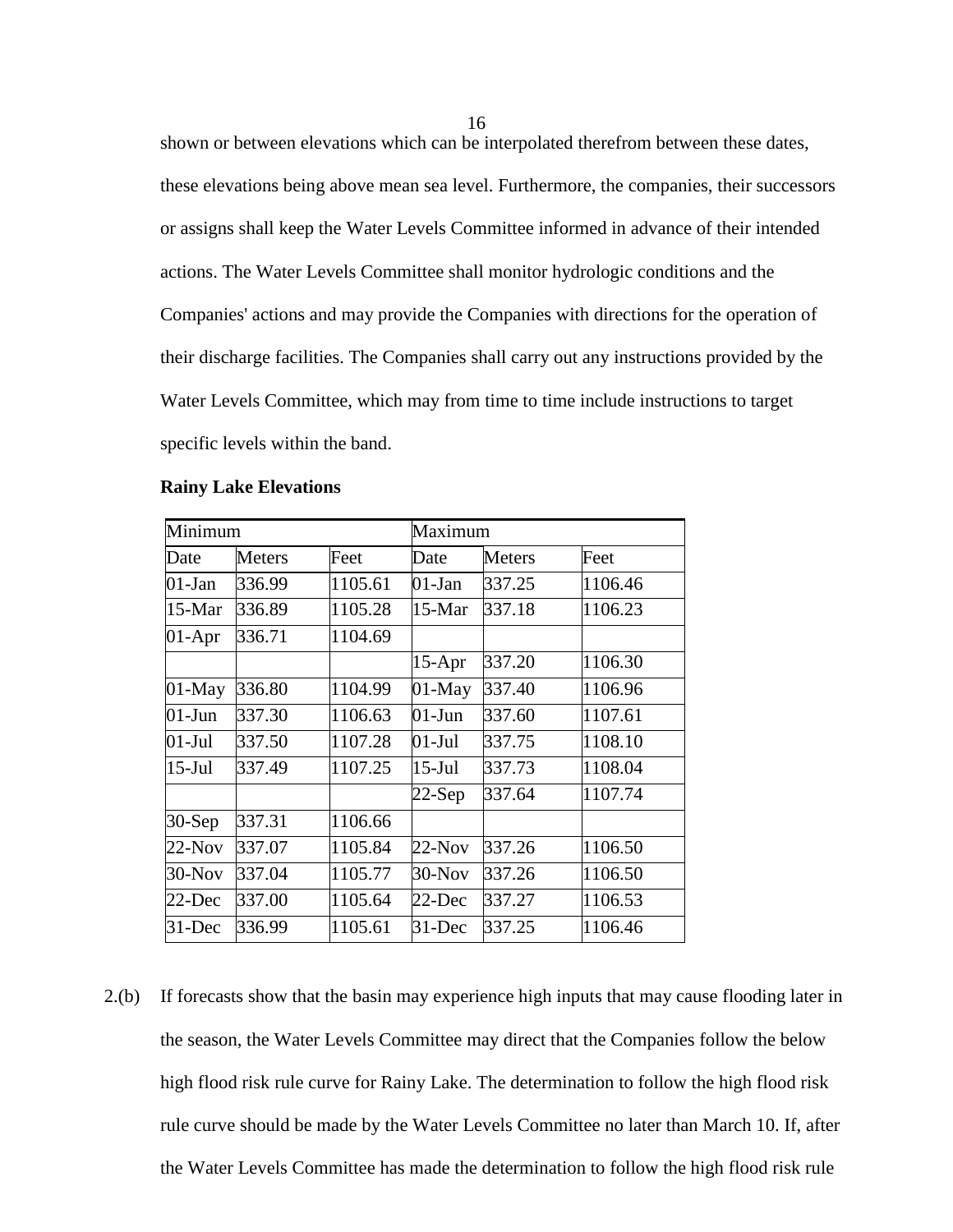shown or between elevations which can be interpolated therefrom between these dates, these elevations being above mean sea level. Furthermore, the companies, their successors or assigns shall keep the Water Levels Committee informed in advance of their intended actions. The Water Levels Committee shall monitor hydrologic conditions and the Companies' actions and may provide the Companies with directions for the operation of their discharge facilities. The Companies shall carry out any instructions provided by the Water Levels Committee, which may from time to time include instructions to target specific levels within the band.

**Rainy Lake Elevations**

| Minimum | | | Maximum | | |
|---|---|---|---|---|---|
| Date | Meters | Feet | Date | Meters | Feet |
| 01-Jan | 336.99 | 1105.61 | 01-Jan | 337.25 | 1106.46 |
| 15-Mar | 336.89 | 1105.28 | 15-Mar | 337.18 | 1106.23 |
| 01-Apr | 336.71 | 1104.69 | | | |
| | | | 15-Apr | 337.20 | 1106.30 |
| 01-May | 336.80 | 1104.99 | 01-May | 337.40 | 1106.96 |
| 01-Jun | 337.30 | 1106.63 | 01-Jun | 337.60 | 1107.61 |
| 01-Jul | 337.50 | 1107.28 | 01-Jul | 337.75 | 1108.10 |
| 15-Jul | 337.49 | 1107.25 | 15-Jul | 337.73 | 1108.04 |
| | | | 22-Sep | 337.64 | 1107.74 |
| 30-Sep | 337.31 | 1106.66 | | | |
| 22-Nov | 337.07 | 1105.84 | 22-Nov | 337.26 | 1106.50 |
| 30-Nov | 337.04 | 1105.77 | 30-Nov | 337.26 | 1106.50 |
| 22-Dec | 337.00 | 1105.64 | 22-Dec | 337.27 | 1106.53 |
| 31-Dec | 336.99 | 1105.61 | 31-Dec | 337.25 | 1106.46 |

2.(b) If forecasts show that the basin may experience high inputs that may cause flooding later in the season, the Water Levels Committee may direct that the Companies follow the below high flood risk rule curve for Rainy Lake. The determination to follow the high flood risk rule curve should be made by the Water Levels Committee no later than March 10. If, after the Water Levels Committee has made the determination to follow the high flood risk rule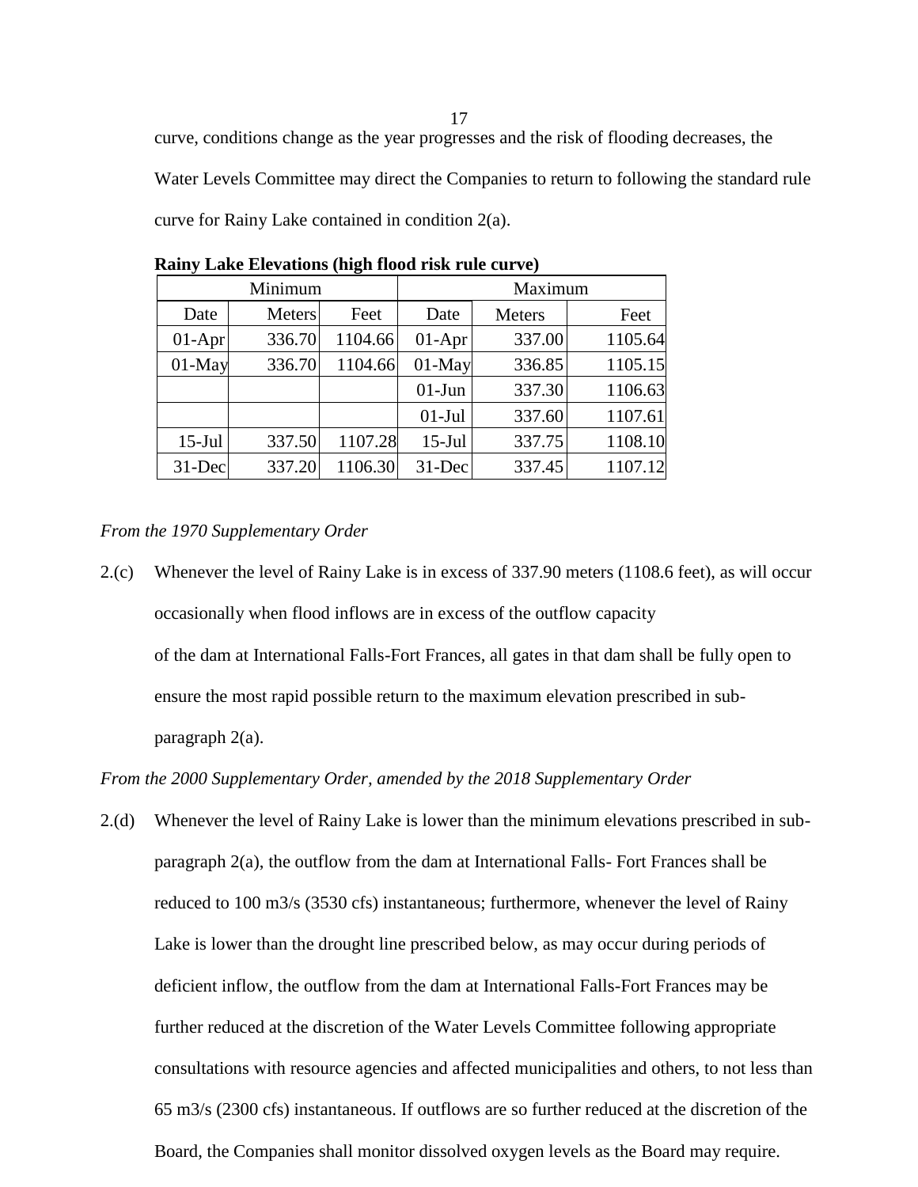curve, conditions change as the year progresses and the risk of flooding decreases, the Water Levels Committee may direct the Companies to return to following the standard rule curve for Rainy Lake contained in condition 2(a).

**Rainy Lake Elevations (high flood risk rule curve)**

| Minimum | | | Maximum | | |
|---|---|---|---|---|---|
| Date | Meters | Feet | Date | Meters | Feet |
| 01-Apr | 336.70 | 1104.66 | 01-Apr | 337.00 | 1105.64 |
| 01-May | 336.70 | 1104.66 | 01-May | 336.85 | 1105.15 |
| | | | 01-Jun | 337.30 | 1106.63 |
| | | | 01-Jul | 337.60 | 1107.61 |
| 15-Jul | 337.50 | 1107.28 | 15-Jul | 337.75 | 1108.10 |
| 31-Dec | 337.20 | 1106.30 | 31-Dec | 337.45 | 1107.12 |

*From the 1970 Supplementary Order*

2.(c) Whenever the level of Rainy Lake is in excess of 337.90 meters (1108.6 feet), as will occur occasionally when flood inflows are in excess of the outflow capacity of the dam at International Falls-Fort Frances, all gates in that dam shall be fully open to ensure the most rapid possible return to the maximum elevation prescribed in sub-paragraph 2(a).

*From the 2000 Supplementary Order, amended by the 2018 Supplementary Order*

2.(d) Whenever the level of Rainy Lake is lower than the minimum elevations prescribed in sub-paragraph 2(a), the outflow from the dam at International Falls- Fort Frances shall be reduced to 100 m3/s (3530 cfs) instantaneous; furthermore, whenever the level of Rainy Lake is lower than the drought line prescribed below, as may occur during periods of deficient inflow, the outflow from the dam at International Falls-Fort Frances may be further reduced at the discretion of the Water Levels Committee following appropriate consultations with resource agencies and affected municipalities and others, to not less than 65 m3/s (2300 cfs) instantaneous. If outflows are so further reduced at the discretion of the Board, the Companies shall monitor dissolved oxygen levels as the Board may require.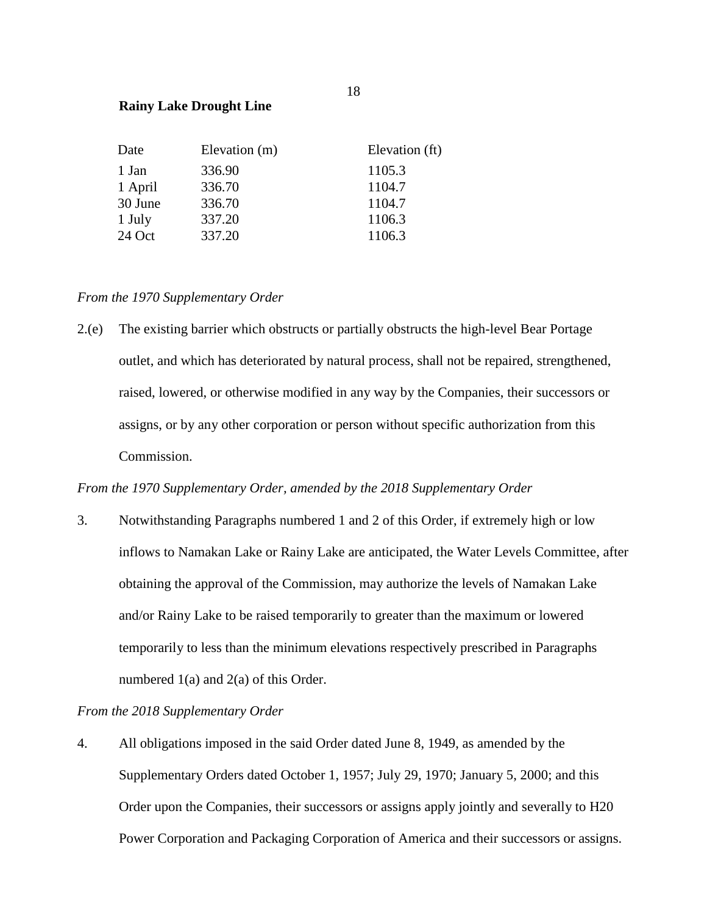**Rainy Lake Drought Line**

| Date | Elevation (m) | Elevation (ft) |
|---|---|---|
| 1 Jan | 336.90 | 1105.3 |
| 1 April | 336.70 | 1104.7 |
| 30 June | 336.70 | 1104.7 |
| 1 July | 337.20 | 1106.3 |
| 24 Oct | 337.20 | 1106.3 |

*From the 1970 Supplementary Order*

2.(e) The existing barrier which obstructs or partially obstructs the high-level Bear Portage outlet, and which has deteriorated by natural process, shall not be repaired, strengthened, raised, lowered, or otherwise modified in any way by the Companies, their successors or assigns, or by any other corporation or person without specific authorization from this Commission.

*From the 1970 Supplementary Order, amended by the 2018 Supplementary Order*

3. Notwithstanding Paragraphs numbered 1 and 2 of this Order, if extremely high or low inflows to Namakan Lake or Rainy Lake are anticipated, the Water Levels Committee, after obtaining the approval of the Commission, may authorize the levels of Namakan Lake and/or Rainy Lake to be raised temporarily to greater than the maximum or lowered temporarily to less than the minimum elevations respectively prescribed in Paragraphs numbered 1(a) and 2(a) of this Order.

*From the 2018 Supplementary Order*

4. All obligations imposed in the said Order dated June 8, 1949, as amended by the Supplementary Orders dated October 1, 1957; July 29, 1970; January 5, 2000; and this Order upon the Companies, their successors or assigns apply jointly and severally to H20 Power Corporation and Packaging Corporation of America and their successors or assigns.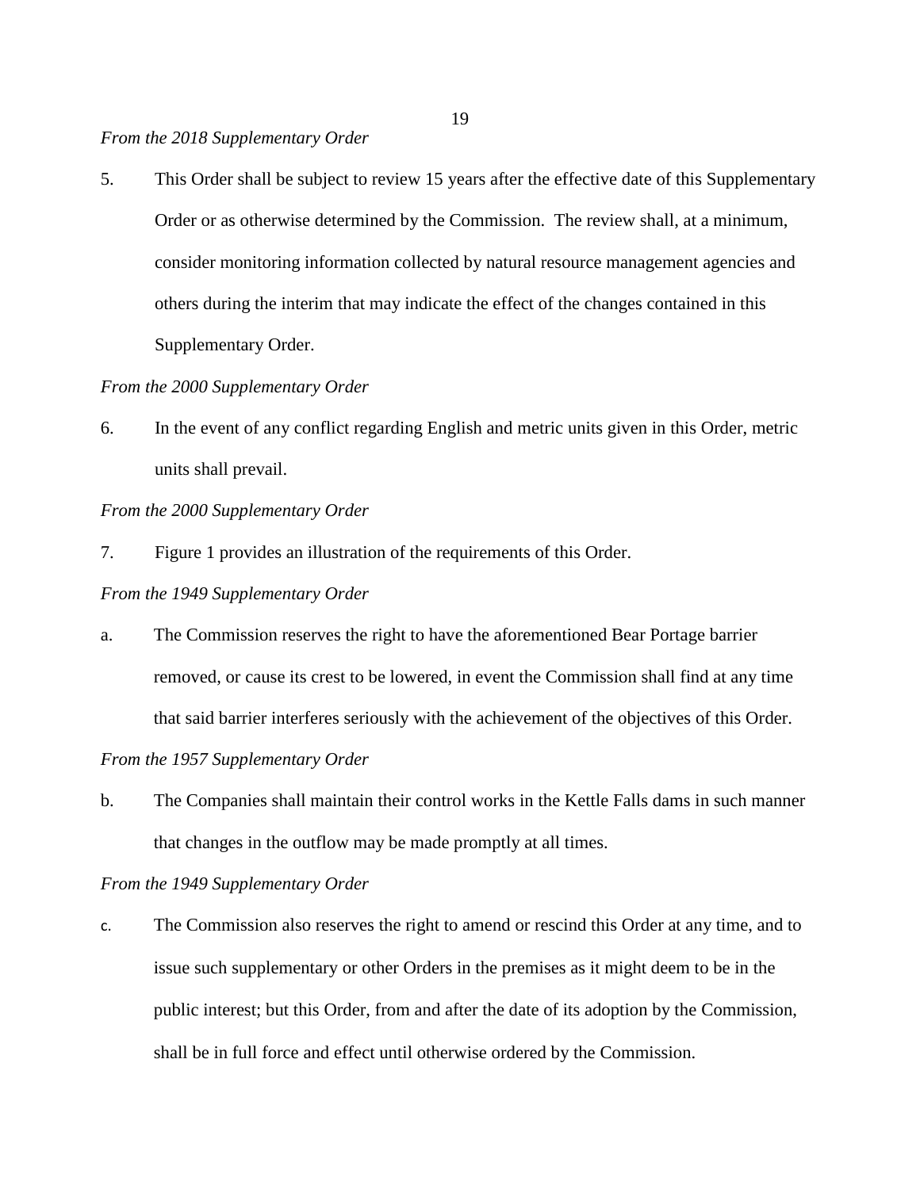*From the 2018 Supplementary Order*

5. This Order shall be subject to review 15 years after the effective date of this Supplementary Order or as otherwise determined by the Commission. The review shall, at a minimum, consider monitoring information collected by natural resource management agencies and others during the interim that may indicate the effect of the changes contained in this Supplementary Order.

*From the 2000 Supplementary Order*

6. In the event of any conflict regarding English and metric units given in this Order, metric units shall prevail.

*From the 2000 Supplementary Order*

7. Figure 1 provides an illustration of the requirements of this Order.

*From the 1949 Supplementary Order*

a. The Commission reserves the right to have the aforementioned Bear Portage barrier removed, or cause its crest to be lowered, in event the Commission shall find at any time that said barrier interferes seriously with the achievement of the objectives of this Order.

*From the 1957 Supplementary Order*

b. The Companies shall maintain their control works in the Kettle Falls dams in such manner that changes in the outflow may be made promptly at all times.

*From the 1949 Supplementary Order*

c. The Commission also reserves the right to amend or rescind this Order at any time, and to issue such supplementary or other Orders in the premises as it might deem to be in the public interest; but this Order, from and after the date of its adoption by the Commission, shall be in full force and effect until otherwise ordered by the Commission.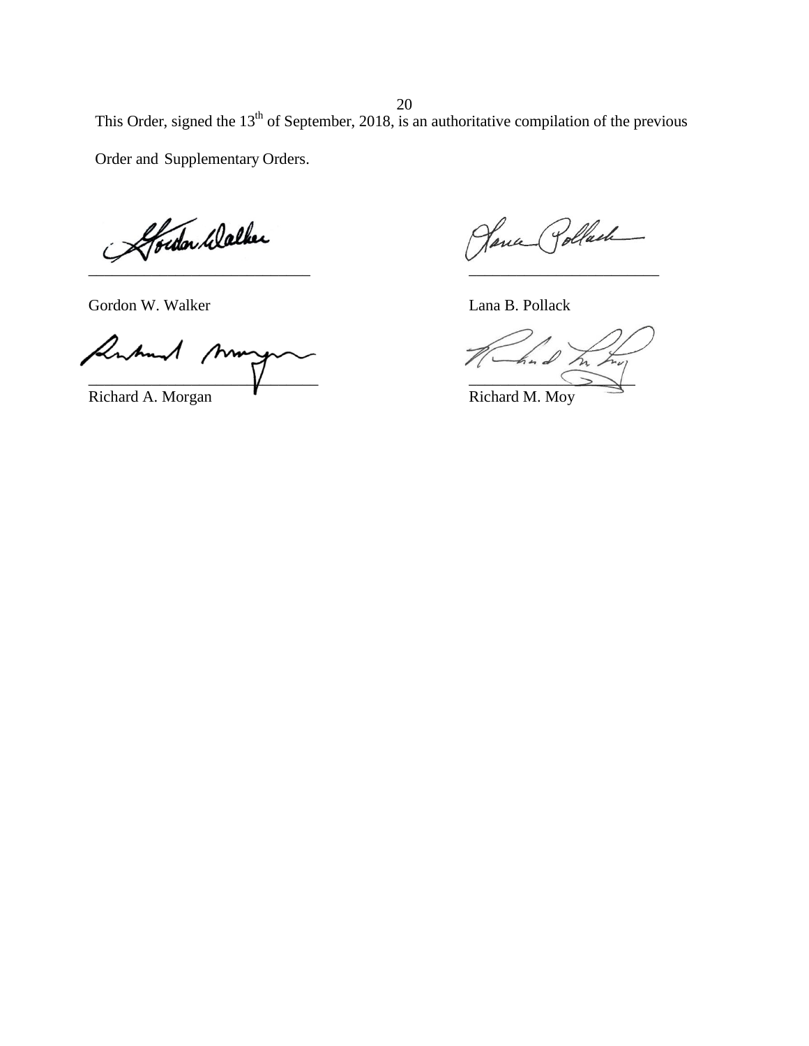This Order, signed the 13th of September, 2018, is an authoritative compilation of the previous Order and Supplementary Orders.

| | |
|---|---|
| \_\_\_\_\_\_\_\_\_\_\_\_\_\_\_\_\_\_\_\_\_\_\_\_\_\_\_\_ | \_\_\_\_\_\_\_\_\_\_\_\_\_\_\_\_\_\_\_\_\_\_\_\_\_\_\_\_ |
| Gordon W. Walker | Lana B. Pollack |
| \_\_\_\_\_\_\_\_\_\_\_\_\_\_\_\_\_\_\_\_\_\_\_\_\_\_\_\_ | \_\_\_\_\_\_\_\_\_\_\_\_\_\_\_\_\_\_\_\_\_\_\_\_\_\_\_\_ |
| Richard A. Morgan | Richard M. Moy |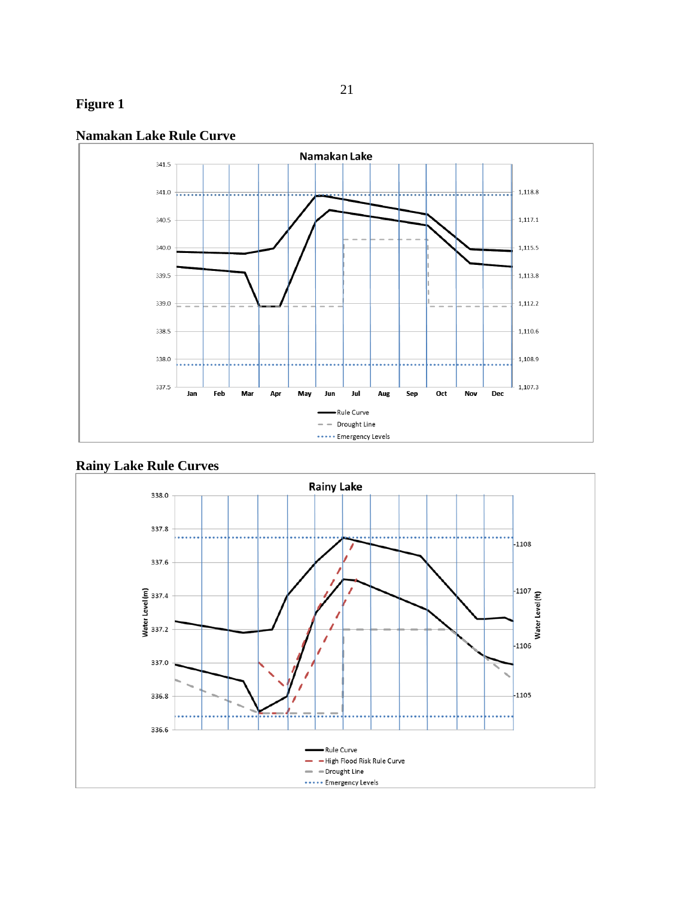**Figure 1**

**Namakan Lake Rule Curve**

Namakan Lake

341.5
341.0
340.5
340.0
339.5
339.0
338.5
338.0
337.5

1,118.8
1,117.1
1,115.5
1,113.8
1,112.2
1,110.6
1,108.9
1,107.3

Jan Feb Mar Apr May Jun Jul Aug Sep Oct Nov Dec

Rule Curve
Drought Line
Emergency Levels

**Rainy Lake Rule Curves**

Rainy Lake

338.0
337.8
337.6
337.4
337.2
337.0
336.8
336.6

Water Level (m)

1108
1107
1106
1105

Water Level (ft)

Rule Curve
High Flood Risk Rule Curve
Drought Line
Emergency Levels